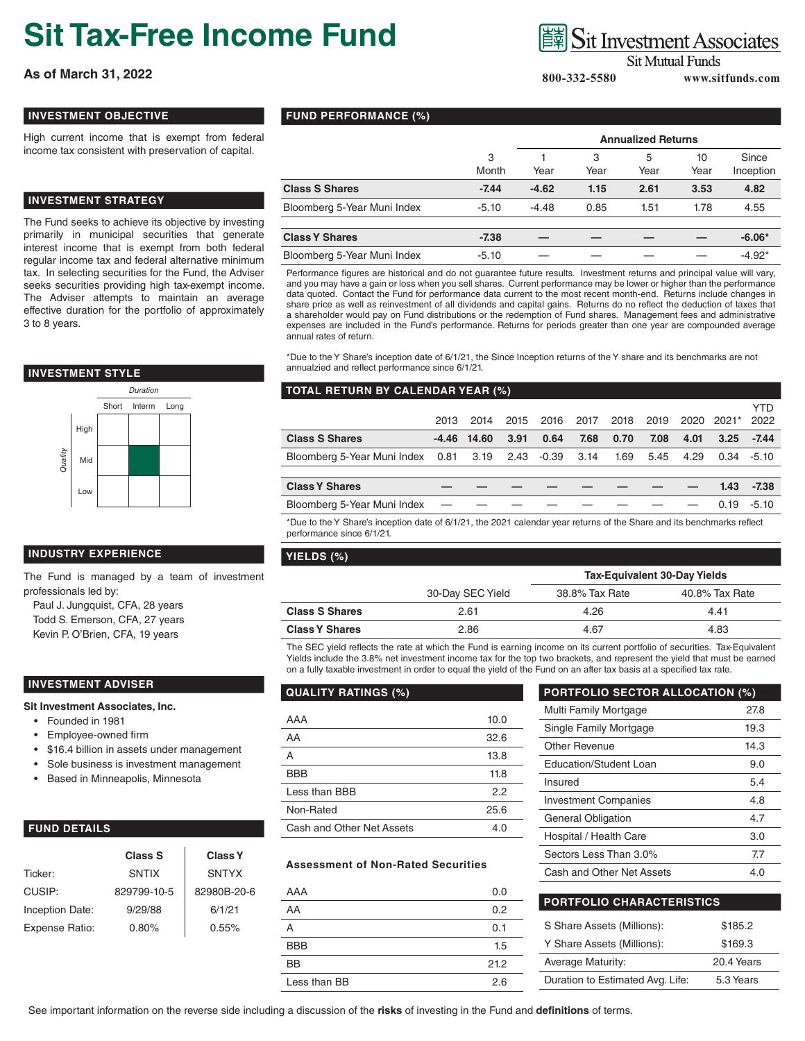# Sit Tax-Free Income Fund

**As of March 31, 2022**

Sit Investment Associates
Sit Mutual Funds
800-332-5580 www.sitfunds.com

## INVESTMENT OBJECTIVE

High current income that is exempt from federal income tax consistent with preservation of capital.

## INVESTMENT STRATEGY

The Fund seeks to achieve its objective by investing primarily in municipal securities that generate interest income that is exempt from both federal regular income tax and federal alternative minimum tax. In selecting securities for the Fund, the Adviser seeks securities providing high tax-exempt income. The Adviser attempts to maintain an average effective duration for the portfolio of approximately 3 to 8 years.

## INVESTMENT STYLE

| Quality \ Duration | Short | Interm | Long |
|---|---|---|---|
| High | | | |
| Mid | | ■ | |
| Low | | | |

## INDUSTRY EXPERIENCE

The Fund is managed by a team of investment professionals led by:

- Paul J. Jungquist, CFA, 28 years
- Todd S. Emerson, CFA, 27 years
- Kevin P. O'Brien, CFA, 19 years

## INVESTMENT ADVISER

**Sit Investment Associates, Inc.**

- Founded in 1981
- Employee-owned firm
- $16.4 billion in assets under management
- Sole business is investment management
- Based in Minneapolis, Minnesota

## FUND DETAILS

| | Class S | Class Y |
|---|---|---|
| Ticker: | SNTIX | SNTYX |
| CUSIP: | 829799-10-5 | 82980B-20-6 |
| Inception Date: | 9/29/88 | 6/1/21 |
| Expense Ratio: | 0.80% | 0.55% |

## FUND PERFORMANCE (%)

| | 3 Month | Annualized Returns 1 Year | 3 Year | 5 Year | 10 Year | Since Inception |
|---|---|---|---|---|---|---|
| **Class S Shares** | **-7.44** | **-4.62** | **1.15** | **2.61** | **3.53** | **4.82** |
| Bloomberg 5-Year Muni Index | -5.10 | -4.48 | 0.85 | 1.51 | 1.78 | 4.55 |
| **Class Y Shares** | **-7.38** | **—** | **—** | **—** | **—** | **-6.06*** |
| Bloomberg 5-Year Muni Index | -5.10 | — | — | — | — | -4.92* |

Performance figures are historical and do not guarantee future results. Investment returns and principal value will vary, and you may have a gain or loss when you sell shares. Current performance may be lower or higher than the performance data quoted. Contact the Fund for performance data current to the most recent month-end. Returns include changes in share price as well as reinvestment of all dividends and capital gains. Returns do no reflect the deduction of taxes that a shareholder would pay on Fund distributions or the redemption of Fund shares. Management fees and administrative expenses are included in the Fund's performance. Returns for periods greater than one year are compounded average annual rates of return.

*Due to the Y Share's inception date of 6/1/21, the Since Inception returns of the Y share and its benchmarks are not annualzied and reflect performance since 6/1/21.

## TOTAL RETURN BY CALENDAR YEAR (%)

| | 2013 | 2014 | 2015 | 2016 | 2017 | 2018 | 2019 | 2020 | 2021* | YTD 2022 |
|---|---|---|---|---|---|---|---|---|---|---|
| **Class S Shares** | **-4.46** | **14.60** | **3.91** | **0.64** | **7.68** | **0.70** | **7.08** | **4.01** | **3.25** | **-7.44** |
| Bloomberg 5-Year Muni Index | 0.81 | 3.19 | 2.43 | -0.39 | 3.14 | 1.69 | 5.45 | 4.29 | 0.34 | -5.10 |
| **Class Y Shares** | **—** | **—** | **—** | **—** | **—** | **—** | **—** | **—** | **1.43** | **-7.38** |
| Bloomberg 5-Year Muni Index | — | — | — | — | — | — | — | — | 0.19 | -5.10 |

*Due to the Y Share's inception date of 6/1/21, the 2021 calendar year returns of the Share and its benchmarks reflect performance since 6/1/21.

## YIELDS (%)

| | 30-Day SEC Yield | Tax-Equivalent 30-Day Yields 38.8% Tax Rate | 40.8% Tax Rate |
|---|---|---|---|
| **Class S Shares** | 2.61 | 4.26 | 4.41 |
| **Class Y Shares** | 2.86 | 4.67 | 4.83 |

The SEC yield reflects the rate at which the Fund is earning income on its current portfolio of securities. Tax-Equivalent Yields include the 3.8% net investment income tax for the top two brackets, and represent the yield that must be earned on a fully taxable investment in order to equal the yield of the Fund on an after tax basis at a specified tax rate.

## QUALITY RATINGS (%)

| | |
|---|---|
| AAA | 10.0 |
| AA | 32.6 |
| A | 13.8 |
| BBB | 11.8 |
| Less than BBB | 2.2 |
| Non-Rated | 25.6 |
| Cash and Other Net Assets | 4.0 |

### Assessment of Non-Rated Securities

| | |
|---|---|
| AAA | 0.0 |
| AA | 0.2 |
| A | 0.1 |
| BBB | 1.5 |
| BB | 21.2 |
| Less than BB | 2.6 |

## PORTFOLIO SECTOR ALLOCATION (%)

| | |
|---|---|
| Multi Family Mortgage | 27.8 |
| Single Family Mortgage | 19.3 |
| Other Revenue | 14.3 |
| Education/Student Loan | 9.0 |
| Insured | 5.4 |
| Investment Companies | 4.8 |
| General Obligation | 4.7 |
| Hospital / Health Care | 3.0 |
| Sectors Less Than 3.0% | 7.7 |
| Cash and Other Net Assets | 4.0 |

## PORTFOLIO CHARACTERISTICS

| | |
|---|---|
| S Share Assets (Millions): | $185.2 |
| Y Share Assets (Millions): | $169.3 |
| Average Maturity: | 20.4 Years |
| Duration to Estimated Avg. Life: | 5.3 Years |

See important information on the reverse side including a discussion of the **risks** of investing in the Fund and **definitions** of terms.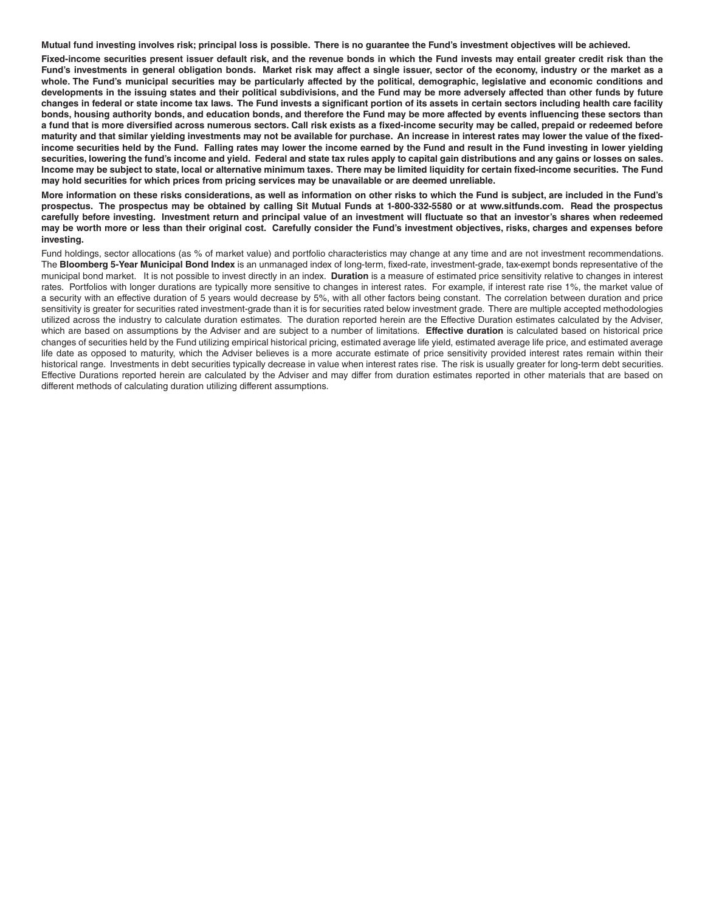**Mutual fund investing involves risk; principal loss is possible. There is no guarantee the Fund's investment objectives will be achieved.**

**Fixed-income securities present issuer default risk, and the revenue bonds in which the Fund invests may entail greater credit risk than the Fund's investments in general obligation bonds. Market risk may affect a single issuer, sector of the economy, industry or the market as a whole. The Fund's municipal securities may be particularly affected by the political, demographic, legislative and economic conditions and developments in the issuing states and their political subdivisions, and the Fund may be more adversely affected than other funds by future changes in federal or state income tax laws. The Fund invests a significant portion of its assets in certain sectors including health care facility bonds, housing authority bonds, and education bonds, and therefore the Fund may be more affected by events influencing these sectors than a fund that is more diversified across numerous sectors. Call risk exists as a fixed-income security may be called, prepaid or redeemed before maturity and that similar yielding investments may not be available for purchase. An increase in interest rates may lower the value of the fixed-income securities held by the Fund. Falling rates may lower the income earned by the Fund and result in the Fund investing in lower yielding securities, lowering the fund's income and yield. Federal and state tax rules apply to capital gain distributions and any gains or losses on sales. Income may be subject to state, local or alternative minimum taxes. There may be limited liquidity for certain fixed-income securities. The Fund may hold securities for which prices from pricing services may be unavailable or are deemed unreliable.**

**More information on these risks considerations, as well as information on other risks to which the Fund is subject, are included in the Fund's prospectus. The prospectus may be obtained by calling Sit Mutual Funds at 1-800-332-5580 or at www.sitfunds.com. Read the prospectus carefully before investing. Investment return and principal value of an investment will fluctuate so that an investor's shares when redeemed may be worth more or less than their original cost. Carefully consider the Fund's investment objectives, risks, charges and expenses before investing.**

Fund holdings, sector allocations (as % of market value) and portfolio characteristics may change at any time and are not investment recommendations. The **Bloomberg 5-Year Municipal Bond Index** is an unmanaged index of long-term, fixed-rate, investment-grade, tax-exempt bonds representative of the municipal bond market. It is not possible to invest directly in an index. **Duration** is a measure of estimated price sensitivity relative to changes in interest rates. Portfolios with longer durations are typically more sensitive to changes in interest rates. For example, if interest rate rise 1%, the market value of a security with an effective duration of 5 years would decrease by 5%, with all other factors being constant. The correlation between duration and price sensitivity is greater for securities rated investment-grade than it is for securities rated below investment grade. There are multiple accepted methodologies utilized across the industry to calculate duration estimates. The duration reported herein are the Effective Duration estimates calculated by the Adviser, which are based on assumptions by the Adviser and are subject to a number of limitations. **Effective duration** is calculated based on historical price changes of securities held by the Fund utilizing empirical historical pricing, estimated average life yield, estimated average life price, and estimated average life date as opposed to maturity, which the Adviser believes is a more accurate estimate of price sensitivity provided interest rates remain within their historical range. Investments in debt securities typically decrease in value when interest rates rise. The risk is usually greater for long-term debt securities. Effective Durations reported herein are calculated by the Adviser and may differ from duration estimates reported in other materials that are based on different methods of calculating duration utilizing different assumptions.